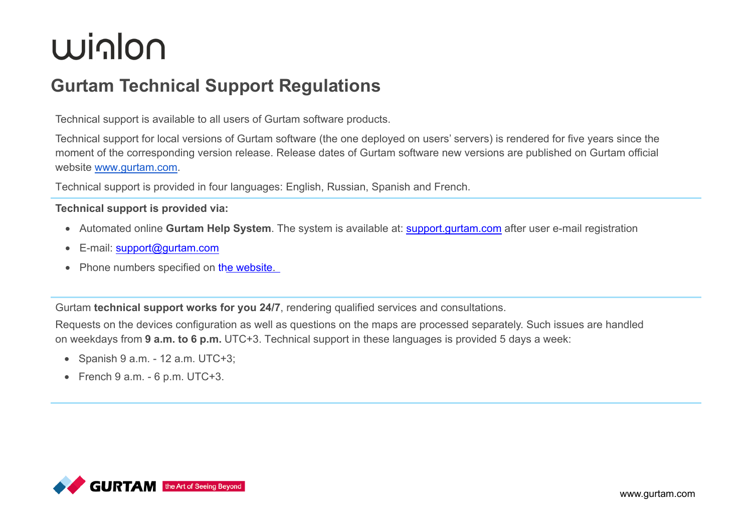wialon

# Gurtam Technical Support Regulations

Technical support is available to all users of Gurtam software products.

Technical support for local versions of Gurtam software (the one deployed on users' servers) is rendered for five years since the moment of the corresponding version release. Release dates of Gurtam software new versions are published on Gurtam official website [www.gurtam.com](http://www.gurtam.com).

Technical support is provided in four languages: English, Russian, Spanish and French.

---

**Technical support is provided via:**

- Automated online **Gurtam Help System**. The system is available at: [support.gurtam.com](http://support.gurtam.com) after user e-mail registration
- E-mail: [support@gurtam.com](mailto:support@gurtam.com)
- Phone numbers specified on the website.

---

Gurtam **technical support works for you 24/7**, rendering qualified services and consultations.

Requests on the devices configuration as well as questions on the maps are processed separately. Such issues are handled on weekdays from **9 a.m. to 6 p.m.** UTC+3. Technical support in these languages is provided 5 days a week:

- Spanish 9 a.m. - 12 a.m. UTC+3;
- French 9 a.m. - 6 p.m. UTC+3.

---

GURTAM the Art of Seeing Beyond

www.gurtam.com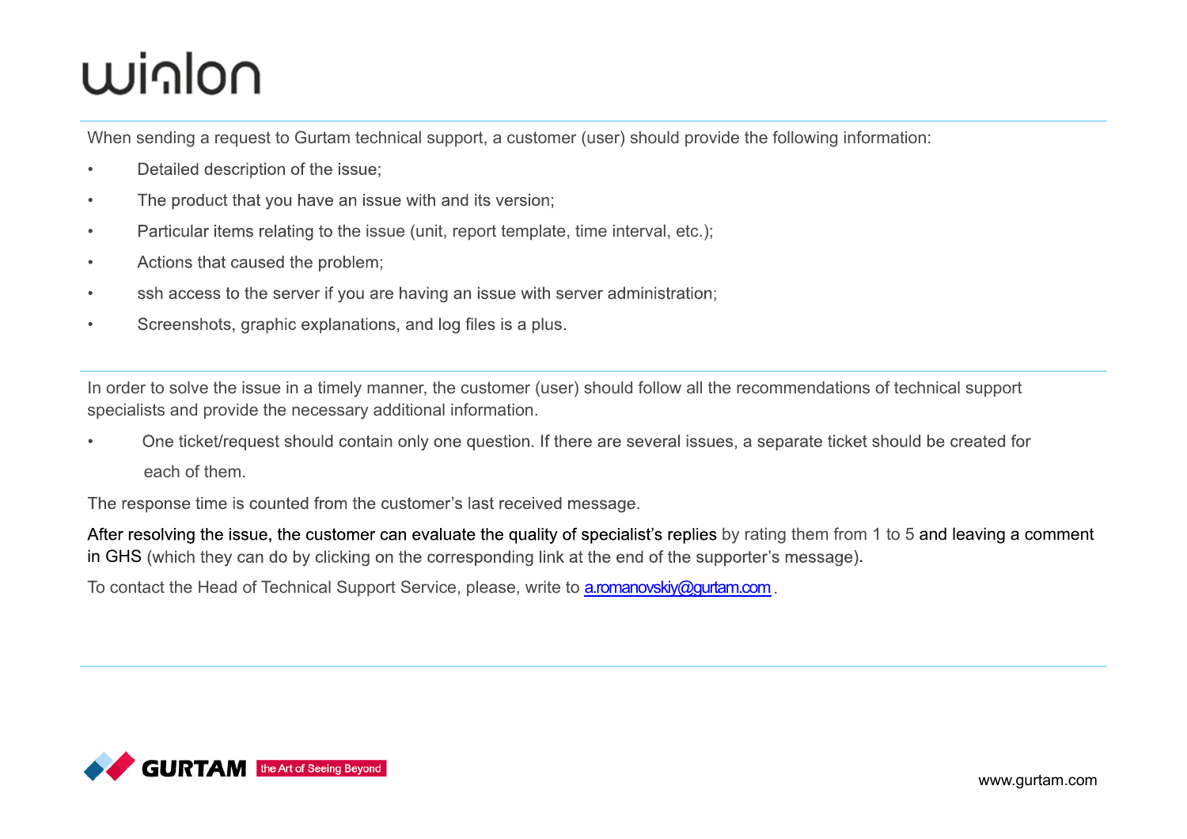When sending a request to Gurtam technical support, a customer (user) should provide the following information:

- Detailed description of the issue;
- The product that you have an issue with and its version;
- Particular items relating to the issue (unit, report template, time interval, etc.);
- Actions that caused the problem;
- ssh access to the server if you are having an issue with server administration;
- Screenshots, graphic explanations, and log files is a plus.

In order to solve the issue in a timely manner, the customer (user) should follow all the recommendations of technical support specialists and provide the necessary additional information.

- One ticket/request should contain only one question. If there are several issues, a separate ticket should be created for each of them.

The response time is counted from the customer's last received message.

After resolving the issue, the customer can evaluate the quality of specialist's replies by rating them from 1 to 5 and leaving a comment in GHS (which they can do by clicking on the corresponding link at the end of the supporter's message).

To contact the Head of Technical Support Service, please, write to a.romanovskiy@gurtam.com .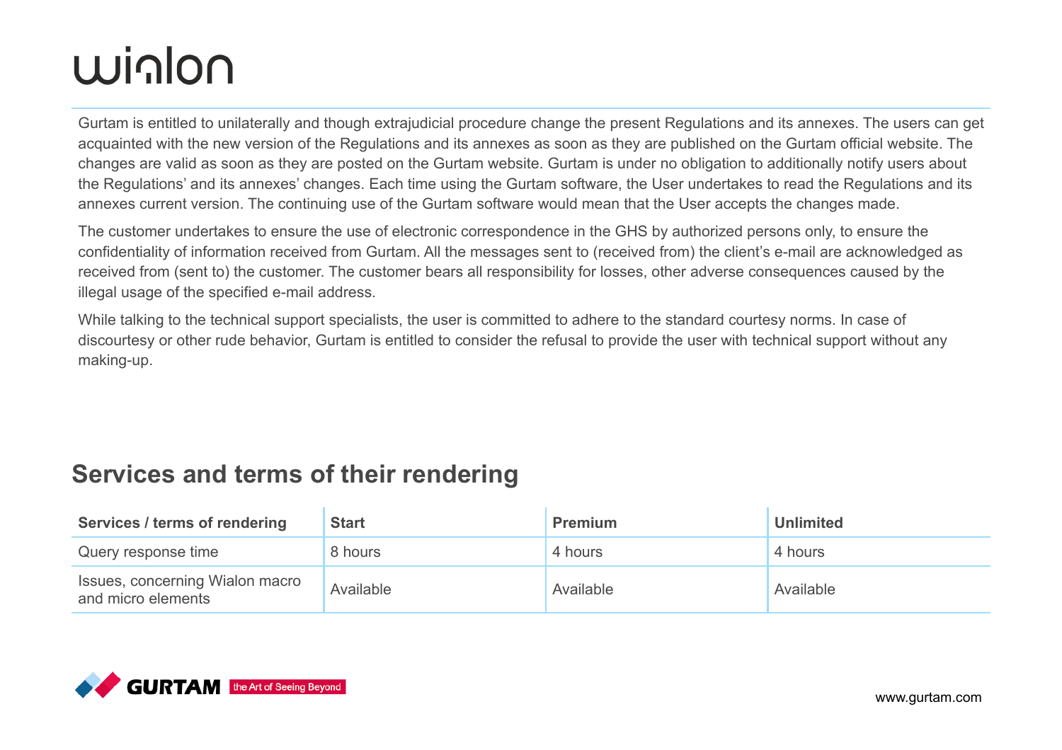Gurtam is entitled to unilaterally and though extrajudicial procedure change the present Regulations and its annexes. The users can get acquainted with the new version of the Regulations and its annexes as soon as they are published on the Gurtam official website. The changes are valid as soon as they are posted on the Gurtam website. Gurtam is under no obligation to additionally notify users about the Regulations' and its annexes' changes. Each time using the Gurtam software, the User undertakes to read the Regulations and its annexes current version. The continuing use of the Gurtam software would mean that the User accepts the changes made.

The customer undertakes to ensure the use of electronic correspondence in the GHS by authorized persons only, to ensure the confidentiality of information received from Gurtam. All the messages sent to (received from) the client's e-mail are acknowledged as received from (sent to) the customer. The customer bears all responsibility for losses, other adverse consequences caused by the illegal usage of the specified e-mail address.

While talking to the technical support specialists, the user is committed to adhere to the standard courtesy norms. In case of discourtesy or other rude behavior, Gurtam is entitled to consider the refusal to provide the user with technical support without any making-up.

## Services and terms of their rendering

| Services / terms of rendering | Start | Premium | Unlimited |
|---|---|---|---|
| Query response time | 8 hours | 4 hours | 4 hours |
| Issues, concerning Wialon macro and micro elements | Available | Available | Available |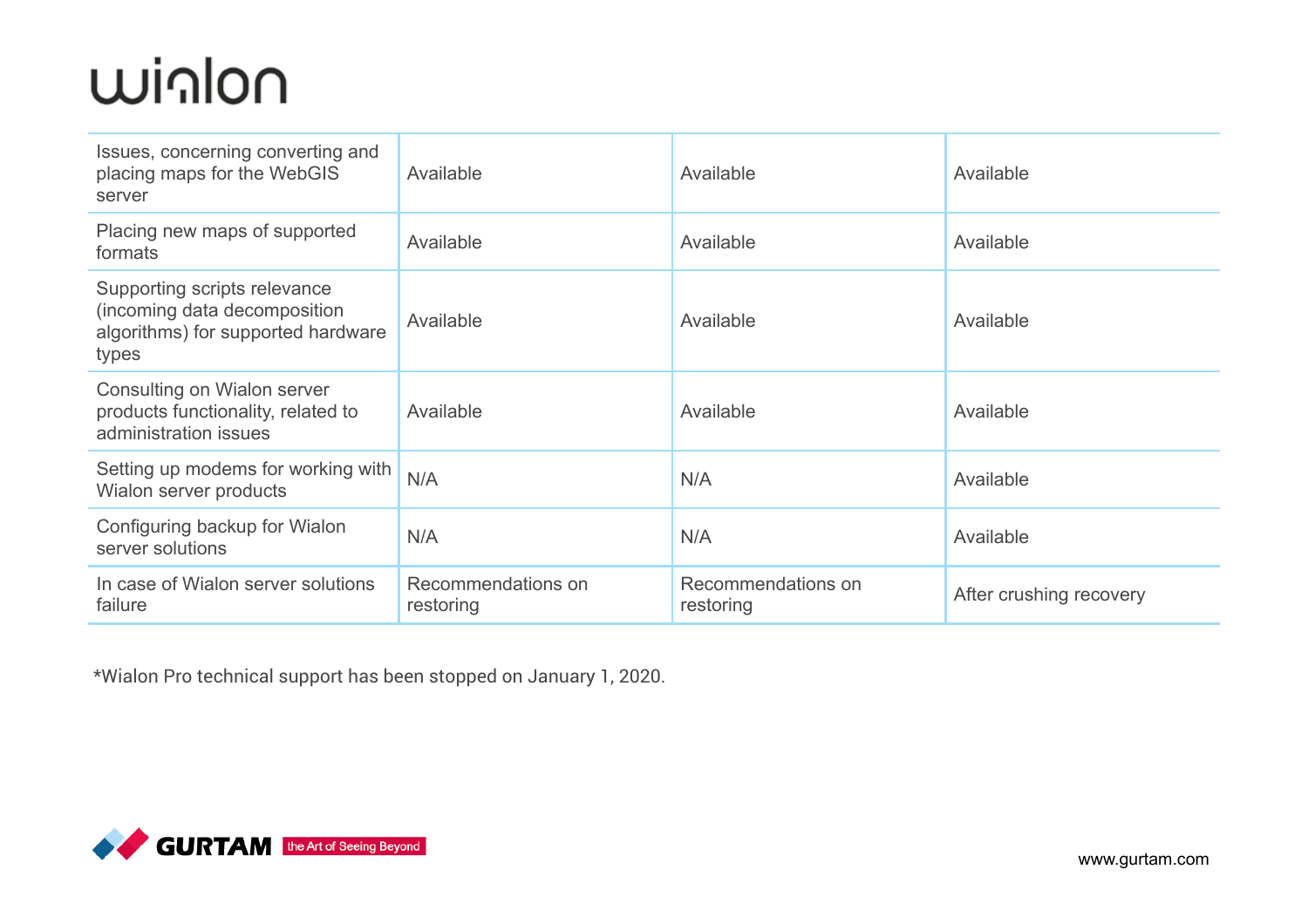# wialon

| | | | |
|---|---|---|---|
| Issues, concerning converting and placing maps for the WebGIS server | Available | Available | Available |
| Placing new maps of supported formats | Available | Available | Available |
| Supporting scripts relevance (incoming data decomposition algorithms) for supported hardware types | Available | Available | Available |
| Consulting on Wialon server products functionality, related to administration issues | Available | Available | Available |
| Setting up modems for working with Wialon server products | N/A | N/A | Available |
| Configuring backup for Wialon server solutions | N/A | N/A | Available |
| In case of Wialon server solutions failure | Recommendations on restoring | Recommendations on restoring | After crushing recovery |

*Wialon Pro technical support has been stopped on January 1, 2020.

GURTAM the Art of Seeing Beyond

www.gurtam.com